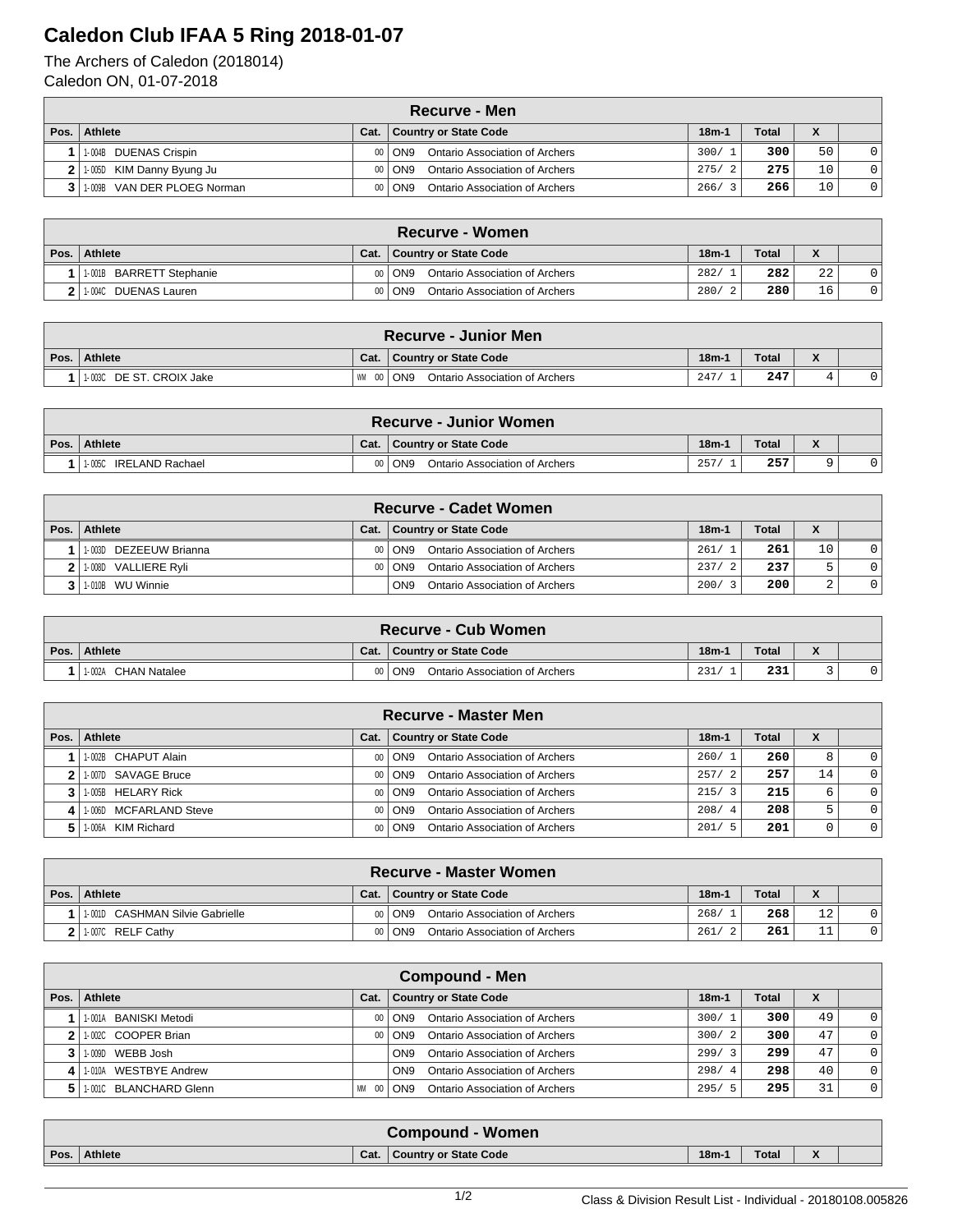# Caledon Club IFAA 5 Ring 2018-01-07

The Archers of Caledon (2018014)
Caledon ON, 01-07-2018

| Recurve - Men | | | | | | | |
|---|---|---|---|---|---|---|---|
| Pos. | Athlete | Cat. | Country or State Code | 18m-1 | Total | X | |
| 1 | 1-004B DUENAS Crispin | 00 | ON9 Ontario Association of Archers | 300/ 1 | 300 | 50 | 0 |
| 2 | 1-005D KIM Danny Byung Ju | 00 | ON9 Ontario Association of Archers | 275/ 2 | 275 | 10 | 0 |
| 3 | 1-009B VAN DER PLOEG Norman | 00 | ON9 Ontario Association of Archers | 266/ 3 | 266 | 10 | 0 |

| Recurve - Women | | | | | | | |
|---|---|---|---|---|---|---|---|
| Pos. | Athlete | Cat. | Country or State Code | 18m-1 | Total | X | |
| 1 | 1-001B BARRETT Stephanie | 00 | ON9 Ontario Association of Archers | 282/ 1 | 282 | 22 | 0 |
| 2 | 1-004C DUENAS Lauren | 00 | ON9 Ontario Association of Archers | 280/ 2 | 280 | 16 | 0 |

| Recurve - Junior Men | | | | | | | |
|---|---|---|---|---|---|---|---|
| Pos. | Athlete | Cat. | Country or State Code | 18m-1 | Total | X | |
| 1 | 1-003C DE ST. CROIX Jake | WM 00 | ON9 Ontario Association of Archers | 247/ 1 | 247 | 4 | 0 |

| Recurve - Junior Women | | | | | | | |
|---|---|---|---|---|---|---|---|
| Pos. | Athlete | Cat. | Country or State Code | 18m-1 | Total | X | |
| 1 | 1-005C IRELAND Rachael | 00 | ON9 Ontario Association of Archers | 257/ 1 | 257 | 9 | 0 |

| Recurve - Cadet Women | | | | | | | |
|---|---|---|---|---|---|---|---|
| Pos. | Athlete | Cat. | Country or State Code | 18m-1 | Total | X | |
| 1 | 1-003D DEZEEUW Brianna | 00 | ON9 Ontario Association of Archers | 261/ 1 | 261 | 10 | 0 |
| 2 | 1-008D VALLIERE Ryli | 00 | ON9 Ontario Association of Archers | 237/ 2 | 237 | 5 | 0 |
| 3 | 1-010B WU Winnie | | ON9 Ontario Association of Archers | 200/ 3 | 200 | 2 | 0 |

| Recurve - Cub Women | | | | | | | |
|---|---|---|---|---|---|---|---|
| Pos. | Athlete | Cat. | Country or State Code | 18m-1 | Total | X | |
| 1 | 1-002A CHAN Natalee | 00 | ON9 Ontario Association of Archers | 231/ 1 | 231 | 3 | 0 |

| Recurve - Master Men | | | | | | | |
|---|---|---|---|---|---|---|---|
| Pos. | Athlete | Cat. | Country or State Code | 18m-1 | Total | X | |
| 1 | 1-002B CHAPUT Alain | 00 | ON9 Ontario Association of Archers | 260/ 1 | 260 | 8 | 0 |
| 2 | 1-007D SAVAGE Bruce | 00 | ON9 Ontario Association of Archers | 257/ 2 | 257 | 14 | 0 |
| 3 | 1-005B HELARY Rick | 00 | ON9 Ontario Association of Archers | 215/ 3 | 215 | 6 | 0 |
| 4 | 1-006D MCFARLAND Steve | 00 | ON9 Ontario Association of Archers | 208/ 4 | 208 | 5 | 0 |
| 5 | 1-006A KIM Richard | 00 | ON9 Ontario Association of Archers | 201/ 5 | 201 | 0 | 0 |

| Recurve - Master Women | | | | | | | |
|---|---|---|---|---|---|---|---|
| Pos. | Athlete | Cat. | Country or State Code | 18m-1 | Total | X | |
| 1 | 1-001D CASHMAN Silvie Gabrielle | 00 | ON9 Ontario Association of Archers | 268/ 1 | 268 | 12 | 0 |
| 2 | 1-007C RELF Cathy | 00 | ON9 Ontario Association of Archers | 261/ 2 | 261 | 11 | 0 |

| Compound - Men | | | | | | | |
|---|---|---|---|---|---|---|---|
| Pos. | Athlete | Cat. | Country or State Code | 18m-1 | Total | X | |
| 1 | 1-001A BANISKI Metodi | 00 | ON9 Ontario Association of Archers | 300/ 1 | 300 | 49 | 0 |
| 2 | 1-002C COOPER Brian | 00 | ON9 Ontario Association of Archers | 300/ 2 | 300 | 47 | 0 |
| 3 | 1-009D WEBB Josh | | ON9 Ontario Association of Archers | 299/ 3 | 299 | 47 | 0 |
| 4 | 1-010A WESTBYE Andrew | | ON9 Ontario Association of Archers | 298/ 4 | 298 | 40 | 0 |
| 5 | 1-001C BLANCHARD Glenn | MM 00 | ON9 Ontario Association of Archers | 295/ 5 | 295 | 31 | 0 |

| Compound - Women | | | | | | | |
|---|---|---|---|---|---|---|---|
| Pos. | Athlete | Cat. | Country or State Code | 18m-1 | Total | X | |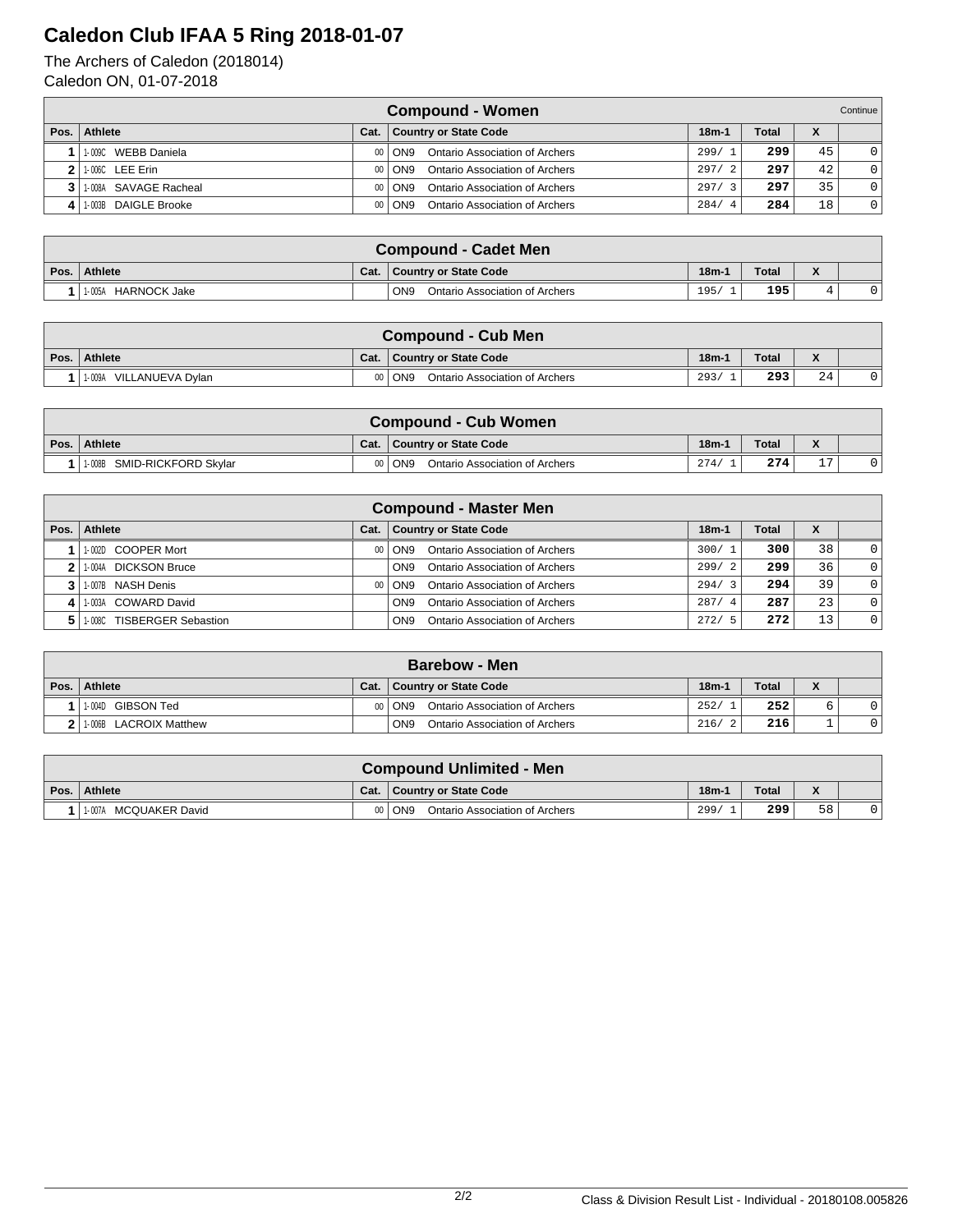# Caledon Club IFAA 5 Ring 2018-01-07

The Archers of Caledon (2018014)
Caledon ON, 01-07-2018

## Compound - Women

Continue

| Pos. | Athlete | Cat. | Country or State Code | 18m-1 | Total | X | |
|---|---|---|---|---|---|---|---|
| 1 | 1-009C WEBB Daniela | 00 | ON9 Ontario Association of Archers | 299/ 1 | 299 | 45 | 0 |
| 2 | 1-006C LEE Erin | 00 | ON9 Ontario Association of Archers | 297/ 2 | 297 | 42 | 0 |
| 3 | 1-008A SAVAGE Racheal | 00 | ON9 Ontario Association of Archers | 297/ 3 | 297 | 35 | 0 |
| 4 | 1-003B DAIGLE Brooke | 00 | ON9 Ontario Association of Archers | 284/ 4 | 284 | 18 | 0 |

## Compound - Cadet Men

| Pos. | Athlete | Cat. | Country or State Code | 18m-1 | Total | X | |
|---|---|---|---|---|---|---|---|
| 1 | 1-005A HARNOCK Jake | | ON9 Ontario Association of Archers | 195/ 1 | 195 | 4 | 0 |

## Compound - Cub Men

| Pos. | Athlete | Cat. | Country or State Code | 18m-1 | Total | X | |
|---|---|---|---|---|---|---|---|
| 1 | 1-009A VILLANUEVA Dylan | 00 | ON9 Ontario Association of Archers | 293/ 1 | 293 | 24 | 0 |

## Compound - Cub Women

| Pos. | Athlete | Cat. | Country or State Code | 18m-1 | Total | X | |
|---|---|---|---|---|---|---|---|
| 1 | 1-008B SMID-RICKFORD Skylar | 00 | ON9 Ontario Association of Archers | 274/ 1 | 274 | 17 | 0 |

## Compound - Master Men

| Pos. | Athlete | Cat. | Country or State Code | 18m-1 | Total | X | |
|---|---|---|---|---|---|---|---|
| 1 | 1-002D COOPER Mort | 00 | ON9 Ontario Association of Archers | 300/ 1 | 300 | 38 | 0 |
| 2 | 1-004A DICKSON Bruce | | ON9 Ontario Association of Archers | 299/ 2 | 299 | 36 | 0 |
| 3 | 1-007B NASH Denis | 00 | ON9 Ontario Association of Archers | 294/ 3 | 294 | 39 | 0 |
| 4 | 1-003A COWARD David | | ON9 Ontario Association of Archers | 287/ 4 | 287 | 23 | 0 |
| 5 | 1-008C TISBERGER Sebastion | | ON9 Ontario Association of Archers | 272/ 5 | 272 | 13 | 0 |

## Barebow - Men

| Pos. | Athlete | Cat. | Country or State Code | 18m-1 | Total | X | |
|---|---|---|---|---|---|---|---|
| 1 | 1-004D GIBSON Ted | 00 | ON9 Ontario Association of Archers | 252/ 1 | 252 | 6 | 0 |
| 2 | 1-006B LACROIX Matthew | | ON9 Ontario Association of Archers | 216/ 2 | 216 | 1 | 0 |

## Compound Unlimited - Men

| Pos. | Athlete | Cat. | Country or State Code | 18m-1 | Total | X | |
|---|---|---|---|---|---|---|---|
| 1 | 1-007A MCQUAKER David | 00 | ON9 Ontario Association of Archers | 299/ 1 | 299 | 58 | 0 |

Class & Division Result List - Individual - 20180108.005826